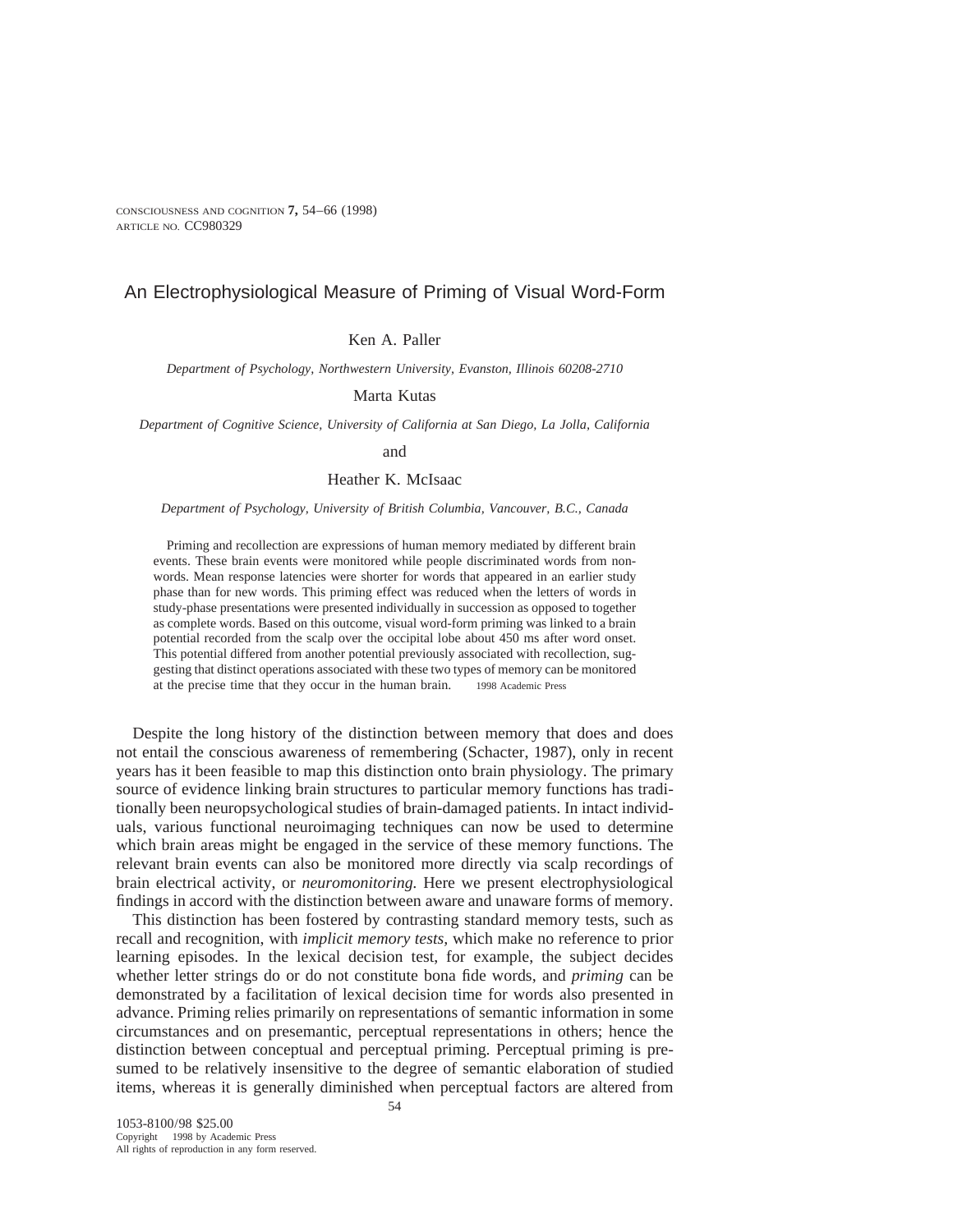# An Electrophysiological Measure of Priming of Visual Word-Form

Ken A. Paller

*Department of Psychology, Northwestern University, Evanston, Illinois 60208-2710*

Marta Kutas

*Department of Cognitive Science, University of California at San Diego, La Jolla, California*

and

Heather K. McIsaac

*Department of Psychology, University of British Columbia, Vancouver, B.C., Canada*

Priming and recollection are expressions of human memory mediated by different brain events. These brain events were monitored while people discriminated words from nonwords. Mean response latencies were shorter for words that appeared in an earlier study phase than for new words. This priming effect was reduced when the letters of words in study-phase presentations were presented individually in succession as opposed to together as complete words. Based on this outcome, visual word-form priming was linked to a brain potential recorded from the scalp over the occipital lobe about 450 ms after word onset. This potential differed from another potential previously associated with recollection, suggesting that distinct operations associated with these two types of memory can be monitored at the precise time that they occur in the human brain. © 1998 Academic Press

Despite the long history of the distinction between memory that does and does not entail the conscious awareness of remembering (Schacter, 1987), only in recent years has it been feasible to map this distinction onto brain physiology. The primary source of evidence linking brain structures to particular memory functions has traditionally been neuropsychological studies of brain-damaged patients. In intact individuals, various functional neuroimaging techniques can now be used to determine which brain areas might be engaged in the service of these memory functions. The relevant brain events can also be monitored more directly via scalp recordings of brain electrical activity, or *neuromonitoring.* Here we present electrophysiological findings in accord with the distinction between aware and unaware forms of memory.

This distinction has been fostered by contrasting standard memory tests, such as recall and recognition, with *implicit memory tests,* which make no reference to prior learning episodes. In the lexical decision test, for example, the subject decides whether letter strings do or do not constitute bona fide words, and *priming* can be demonstrated by a facilitation of lexical decision time for words also presented in advance. Priming relies primarily on representations of semantic information in some circumstances and on presemantic, perceptual representations in others; hence the distinction between conceptual and perceptual priming. Perceptual priming is presumed to be relatively insensitive to the degree of semantic elaboration of studied items, whereas it is generally diminished when perceptual factors are altered from

1053-8100/98 $25.00
Copyright © 1998 by Academic Press
All rights of reproduction in any form reserved.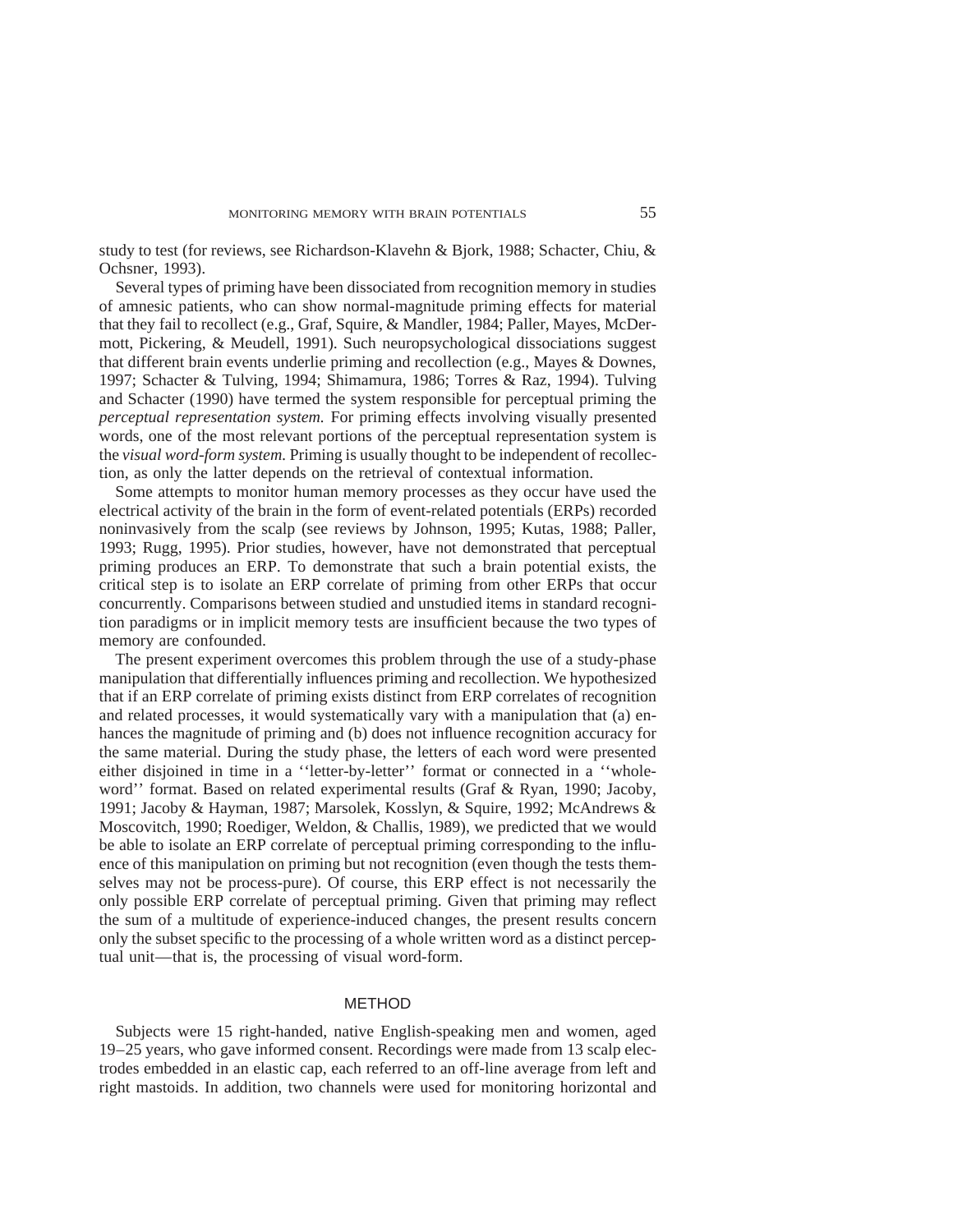study to test (for reviews, see Richardson-Klavehn & Bjork, 1988; Schacter, Chiu, & Ochsner, 1993).

Several types of priming have been dissociated from recognition memory in studies of amnesic patients, who can show normal-magnitude priming effects for material that they fail to recollect (e.g., Graf, Squire, & Mandler, 1984; Paller, Mayes, McDermott, Pickering, & Meudell, 1991). Such neuropsychological dissociations suggest that different brain events underlie priming and recollection (e.g., Mayes & Downes, 1997; Schacter & Tulving, 1994; Shimamura, 1986; Torres & Raz, 1994). Tulving and Schacter (1990) have termed the system responsible for perceptual priming the *perceptual representation system.* For priming effects involving visually presented words, one of the most relevant portions of the perceptual representation system is the *visual word-form system.* Priming is usually thought to be independent of recollection, as only the latter depends on the retrieval of contextual information.

Some attempts to monitor human memory processes as they occur have used the electrical activity of the brain in the form of event-related potentials (ERPs) recorded noninvasively from the scalp (see reviews by Johnson, 1995; Kutas, 1988; Paller, 1993; Rugg, 1995). Prior studies, however, have not demonstrated that perceptual priming produces an ERP. To demonstrate that such a brain potential exists, the critical step is to isolate an ERP correlate of priming from other ERPs that occur concurrently. Comparisons between studied and unstudied items in standard recognition paradigms or in implicit memory tests are insufficient because the two types of memory are confounded.

The present experiment overcomes this problem through the use of a study-phase manipulation that differentially influences priming and recollection. We hypothesized that if an ERP correlate of priming exists distinct from ERP correlates of recognition and related processes, it would systematically vary with a manipulation that (a) enhances the magnitude of priming and (b) does not influence recognition accuracy for the same material. During the study phase, the letters of each word were presented either disjoined in time in a ''letter-by-letter'' format or connected in a ''whole-word'' format. Based on related experimental results (Graf & Ryan, 1990; Jacoby, 1991; Jacoby & Hayman, 1987; Marsolek, Kosslyn, & Squire, 1992; McAndrews & Moscovitch, 1990; Roediger, Weldon, & Challis, 1989), we predicted that we would be able to isolate an ERP correlate of perceptual priming corresponding to the influence of this manipulation on priming but not recognition (even though the tests themselves may not be process-pure). Of course, this ERP effect is not necessarily the only possible ERP correlate of perceptual priming. Given that priming may reflect the sum of a multitude of experience-induced changes, the present results concern only the subset specific to the processing of a whole written word as a distinct perceptual unit—that is, the processing of visual word-form.

## METHOD

Subjects were 15 right-handed, native English-speaking men and women, aged 19–25 years, who gave informed consent. Recordings were made from 13 scalp electrodes embedded in an elastic cap, each referred to an off-line average from left and right mastoids. In addition, two channels were used for monitoring horizontal and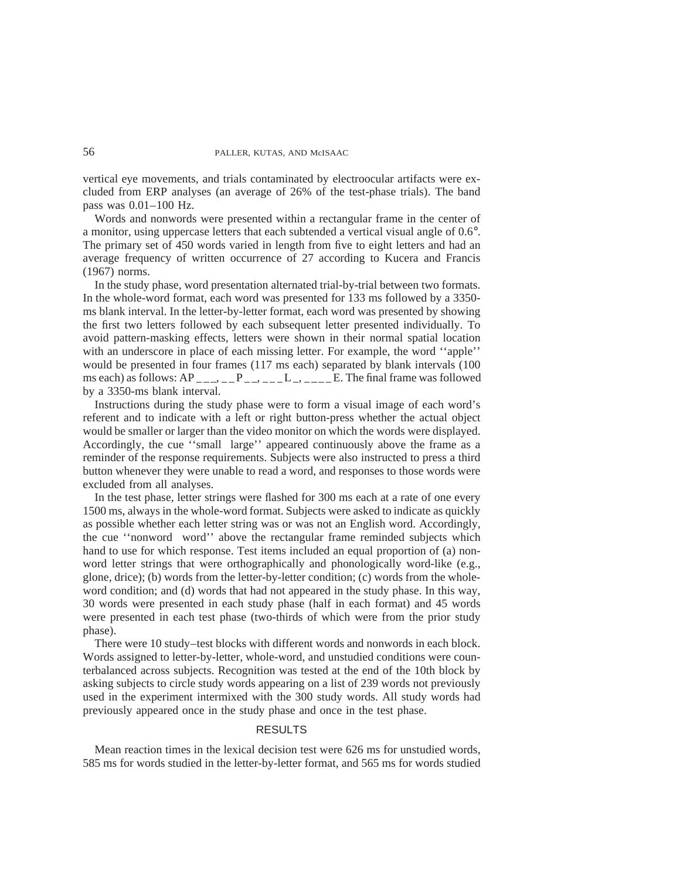vertical eye movements, and trials contaminated by electroocular artifacts were excluded from ERP analyses (an average of 26% of the test-phase trials). The band pass was 0.01–100 Hz.

Words and nonwords were presented within a rectangular frame in the center of a monitor, using uppercase letters that each subtended a vertical visual angle of 0.6°. The primary set of 450 words varied in length from five to eight letters and had an average frequency of written occurrence of 27 according to Kucera and Francis (1967) norms.

In the study phase, word presentation alternated trial-by-trial between two formats. In the whole-word format, each word was presented for 133 ms followed by a 3350-ms blank interval. In the letter-by-letter format, each word was presented by showing the first two letters followed by each subsequent letter presented individually. To avoid pattern-masking effects, letters were shown in their normal spatial location with an underscore in place of each missing letter. For example, the word ''apple'' would be presented in four frames (117 ms each) separated by blank intervals (100 ms each) as follows: AP _ _ _, _ _ P _ _, _ _ _ L _, _ _ _ _ E. The final frame was followed by a 3350-ms blank interval.

Instructions during the study phase were to form a visual image of each word's referent and to indicate with a left or right button-press whether the actual object would be smaller or larger than the video monitor on which the words were displayed. Accordingly, the cue ''small large'' appeared continuously above the frame as a reminder of the response requirements. Subjects were also instructed to press a third button whenever they were unable to read a word, and responses to those words were excluded from all analyses.

In the test phase, letter strings were flashed for 300 ms each at a rate of one every 1500 ms, always in the whole-word format. Subjects were asked to indicate as quickly as possible whether each letter string was or was not an English word. Accordingly, the cue ''nonword word'' above the rectangular frame reminded subjects which hand to use for which response. Test items included an equal proportion of (a) nonword letter strings that were orthographically and phonologically word-like (e.g., glone, drice); (b) words from the letter-by-letter condition; (c) words from the whole-word condition; and (d) words that had not appeared in the study phase. In this way, 30 words were presented in each study phase (half in each format) and 45 words were presented in each test phase (two-thirds of which were from the prior study phase).

There were 10 study–test blocks with different words and nonwords in each block. Words assigned to letter-by-letter, whole-word, and unstudied conditions were counterbalanced across subjects. Recognition was tested at the end of the 10th block by asking subjects to circle study words appearing on a list of 239 words not previously used in the experiment intermixed with the 300 study words. All study words had previously appeared once in the study phase and once in the test phase.

## RESULTS

Mean reaction times in the lexical decision test were 626 ms for unstudied words, 585 ms for words studied in the letter-by-letter format, and 565 ms for words studied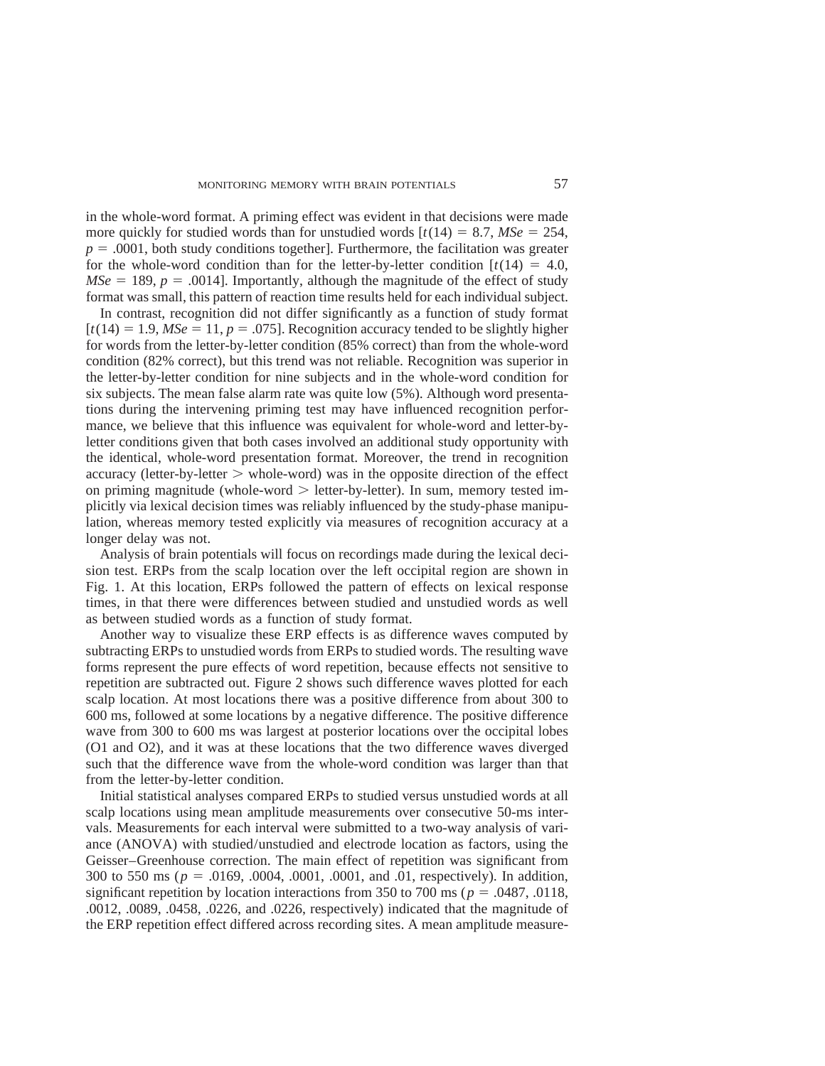in the whole-word format. A priming effect was evident in that decisions were made more quickly for studied words than for unstudied words [$t(14) = 8.7$, $MSe = 254$, $p = .0001$, both study conditions together]. Furthermore, the facilitation was greater for the whole-word condition than for the letter-by-letter condition [$t(14) = 4.0$, $MSe = 189$, $p = .0014$]. Importantly, although the magnitude of the effect of study format was small, this pattern of reaction time results held for each individual subject.

In contrast, recognition did not differ significantly as a function of study format [$t(14) = 1.9$, $MSe = 11$, $p = .075$]. Recognition accuracy tended to be slightly higher for words from the letter-by-letter condition (85% correct) than from the whole-word condition (82% correct), but this trend was not reliable. Recognition was superior in the letter-by-letter condition for nine subjects and in the whole-word condition for six subjects. The mean false alarm rate was quite low (5%). Although word presentations during the intervening priming test may have influenced recognition performance, we believe that this influence was equivalent for whole-word and letter-by-letter conditions given that both cases involved an additional study opportunity with the identical, whole-word presentation format. Moreover, the trend in recognition accuracy (letter-by-letter > whole-word) was in the opposite direction of the effect on priming magnitude (whole-word > letter-by-letter). In sum, memory tested implicitly via lexical decision times was reliably influenced by the study-phase manipulation, whereas memory tested explicitly via measures of recognition accuracy at a longer delay was not.

Analysis of brain potentials will focus on recordings made during the lexical decision test. ERPs from the scalp location over the left occipital region are shown in Fig. 1. At this location, ERPs followed the pattern of effects on lexical response times, in that there were differences between studied and unstudied words as well as between studied words as a function of study format.

Another way to visualize these ERP effects is as difference waves computed by subtracting ERPs to unstudied words from ERPs to studied words. The resulting wave forms represent the pure effects of word repetition, because effects not sensitive to repetition are subtracted out. Figure 2 shows such difference waves plotted for each scalp location. At most locations there was a positive difference from about 300 to 600 ms, followed at some locations by a negative difference. The positive difference wave from 300 to 600 ms was largest at posterior locations over the occipital lobes (O1 and O2), and it was at these locations that the two difference waves diverged such that the difference wave from the whole-word condition was larger than that from the letter-by-letter condition.

Initial statistical analyses compared ERPs to studied versus unstudied words at all scalp locations using mean amplitude measurements over consecutive 50-ms intervals. Measurements for each interval were submitted to a two-way analysis of variance (ANOVA) with studied/unstudied and electrode location as factors, using the Geisser–Greenhouse correction. The main effect of repetition was significant from 300 to 550 ms ($p = .0169$, .0004, .0001, .0001, and .01, respectively). In addition, significant repetition by location interactions from 350 to 700 ms ($p = .0487$, .0118, .0012, .0089, .0458, .0226, and .0226, respectively) indicated that the magnitude of the ERP repetition effect differed across recording sites. A mean amplitude measure-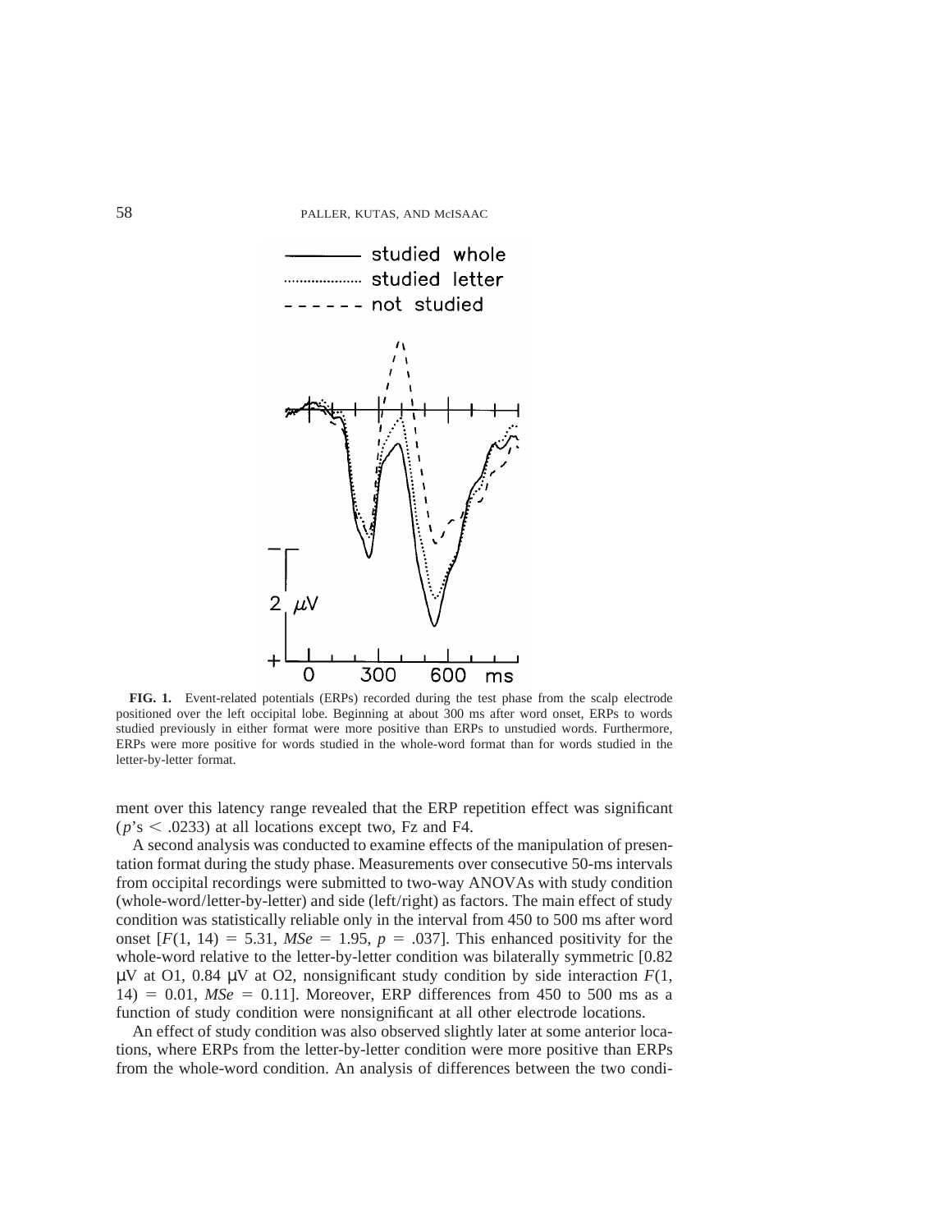**FIG. 1.** Event-related potentials (ERPs) recorded during the test phase from the scalp electrode positioned over the left occipital lobe. Beginning at about 300 ms after word onset, ERPs to words studied previously in either format were more positive than ERPs to unstudied words. Furthermore, ERPs were more positive for words studied in the whole-word format than for words studied in the letter-by-letter format.

ment over this latency range revealed that the ERP repetition effect was significant ($p$'s $< .0233$) at all locations except two, Fz and F4.

A second analysis was conducted to examine effects of the manipulation of presentation format during the study phase. Measurements over consecutive 50-ms intervals from occipital recordings were submitted to two-way ANOVAs with study condition (whole-word/letter-by-letter) and side (left/right) as factors. The main effect of study condition was statistically reliable only in the interval from 450 to 500 ms after word onset [$F(1, 14) = 5.31$, $MSe = 1.95$, $p = .037$]. This enhanced positivity for the whole-word relative to the letter-by-letter condition was bilaterally symmetric [0.82 μV at O1, 0.84 μV at O2, nonsignificant study condition by side interaction $F(1, 14) = 0.01$, $MSe = 0.11$]. Moreover, ERP differences from 450 to 500 ms as a function of study condition were nonsignificant at all other electrode locations.

An effect of study condition was also observed slightly later at some anterior locations, where ERPs from the letter-by-letter condition were more positive than ERPs from the whole-word condition. An analysis of differences between the two condi-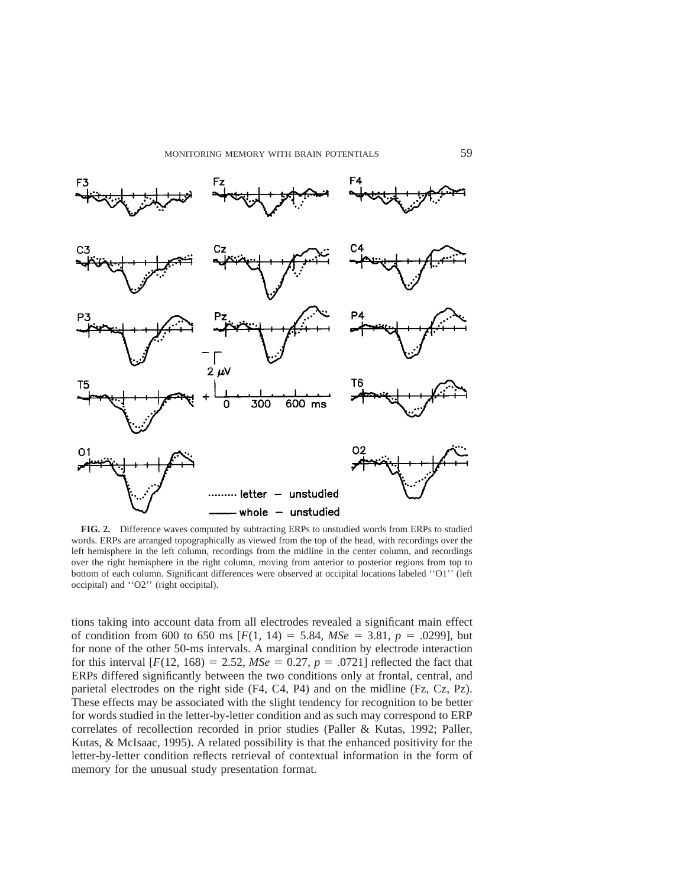**FIG. 2.** Difference waves computed by subtracting ERPs to unstudied words from ERPs to studied words. ERPs are arranged topographically as viewed from the top of the head, with recordings over the left hemisphere in the left column, recordings from the midline in the center column, and recordings over the right hemisphere in the right column, moving from anterior to posterior regions from top to bottom of each column. Significant differences were observed at occipital locations labeled ''O1'' (left occipital) and ''O2'' (right occipital).

tions taking into account data from all electrodes revealed a significant main effect of condition from 600 to 650 ms [$F(1, 14) = 5.84$, $MSe = 3.81$, $p = .0299$], but for none of the other 50-ms intervals. A marginal condition by electrode interaction for this interval [$F(12, 168) = 2.52$, $MSe = 0.27$, $p = .0721$] reflected the fact that ERPs differed significantly between the two conditions only at frontal, central, and parietal electrodes on the right side (F4, C4, P4) and on the midline (Fz, Cz, Pz). These effects may be associated with the slight tendency for recognition to be better for words studied in the letter-by-letter condition and as such may correspond to ERP correlates of recollection recorded in prior studies (Paller & Kutas, 1992; Paller, Kutas, & McIsaac, 1995). A related possibility is that the enhanced positivity for the letter-by-letter condition reflects retrieval of contextual information in the form of memory for the unusual study presentation format.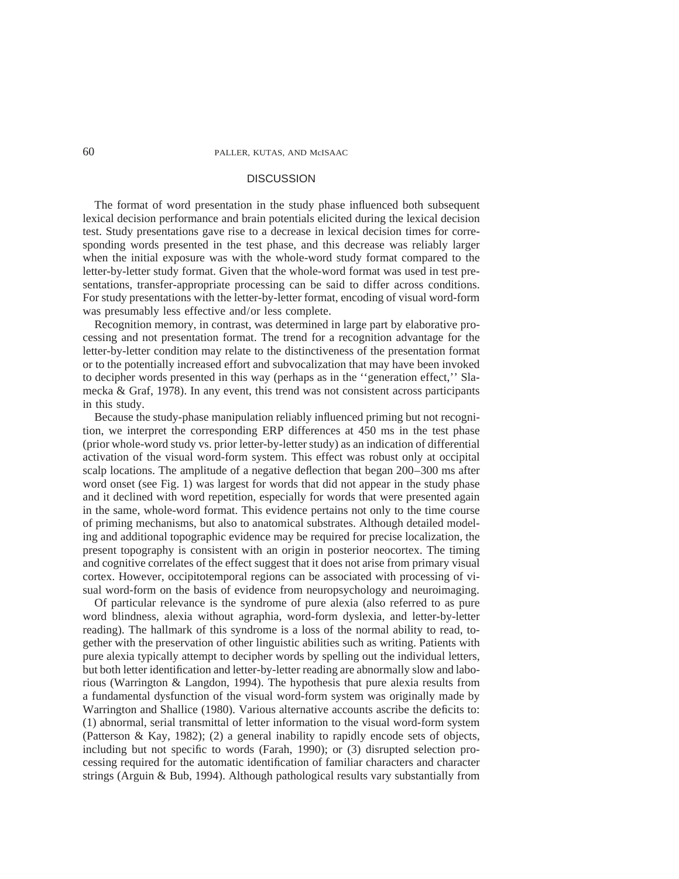## DISCUSSION

The format of word presentation in the study phase influenced both subsequent lexical decision performance and brain potentials elicited during the lexical decision test. Study presentations gave rise to a decrease in lexical decision times for corresponding words presented in the test phase, and this decrease was reliably larger when the initial exposure was with the whole-word study format compared to the letter-by-letter study format. Given that the whole-word format was used in test presentations, transfer-appropriate processing can be said to differ across conditions. For study presentations with the letter-by-letter format, encoding of visual word-form was presumably less effective and/or less complete.

Recognition memory, in contrast, was determined in large part by elaborative processing and not presentation format. The trend for a recognition advantage for the letter-by-letter condition may relate to the distinctiveness of the presentation format or to the potentially increased effort and subvocalization that may have been invoked to decipher words presented in this way (perhaps as in the ''generation effect,'' Slamecka & Graf, 1978). In any event, this trend was not consistent across participants in this study.

Because the study-phase manipulation reliably influenced priming but not recognition, we interpret the corresponding ERP differences at 450 ms in the test phase (prior whole-word study vs. prior letter-by-letter study) as an indication of differential activation of the visual word-form system. This effect was robust only at occipital scalp locations. The amplitude of a negative deflection that began 200–300 ms after word onset (see Fig. 1) was largest for words that did not appear in the study phase and it declined with word repetition, especially for words that were presented again in the same, whole-word format. This evidence pertains not only to the time course of priming mechanisms, but also to anatomical substrates. Although detailed modeling and additional topographic evidence may be required for precise localization, the present topography is consistent with an origin in posterior neocortex. The timing and cognitive correlates of the effect suggest that it does not arise from primary visual cortex. However, occipitotemporal regions can be associated with processing of visual word-form on the basis of evidence from neuropsychology and neuroimaging.

Of particular relevance is the syndrome of pure alexia (also referred to as pure word blindness, alexia without agraphia, word-form dyslexia, and letter-by-letter reading). The hallmark of this syndrome is a loss of the normal ability to read, together with the preservation of other linguistic abilities such as writing. Patients with pure alexia typically attempt to decipher words by spelling out the individual letters, but both letter identification and letter-by-letter reading are abnormally slow and laborious (Warrington & Langdon, 1994). The hypothesis that pure alexia results from a fundamental dysfunction of the visual word-form system was originally made by Warrington and Shallice (1980). Various alternative accounts ascribe the deficits to: (1) abnormal, serial transmittal of letter information to the visual word-form system (Patterson & Kay, 1982); (2) a general inability to rapidly encode sets of objects, including but not specific to words (Farah, 1990); or (3) disrupted selection processing required for the automatic identification of familiar characters and character strings (Arguin & Bub, 1994). Although pathological results vary substantially from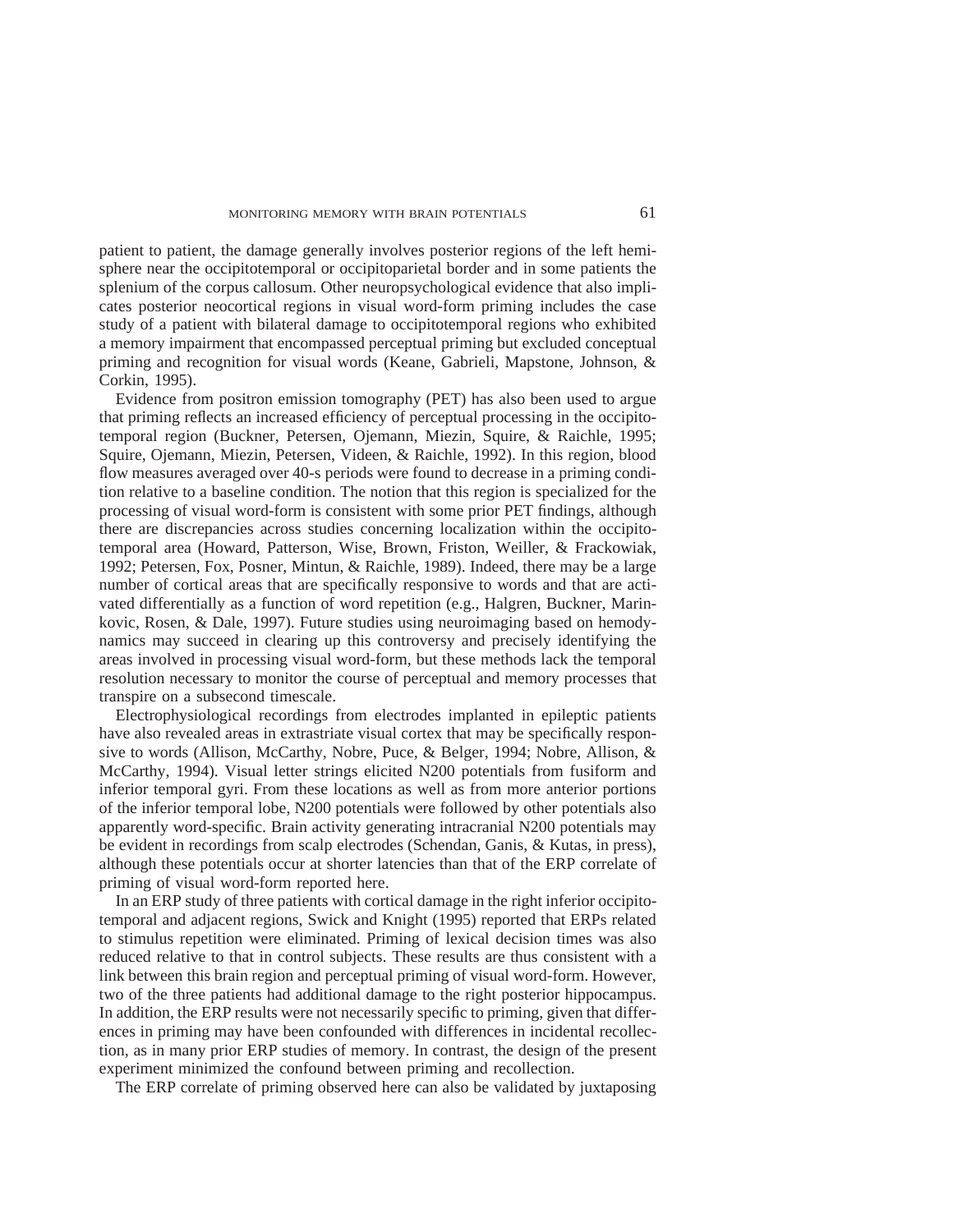patient to patient, the damage generally involves posterior regions of the left hemisphere near the occipitotemporal or occipitoparietal border and in some patients the splenium of the corpus callosum. Other neuropsychological evidence that also implicates posterior neocortical regions in visual word-form priming includes the case study of a patient with bilateral damage to occipitotemporal regions who exhibited a memory impairment that encompassed perceptual priming but excluded conceptual priming and recognition for visual words (Keane, Gabrieli, Mapstone, Johnson, & Corkin, 1995).

Evidence from positron emission tomography (PET) has also been used to argue that priming reflects an increased efficiency of perceptual processing in the occipitotemporal region (Buckner, Petersen, Ojemann, Miezin, Squire, & Raichle, 1995; Squire, Ojemann, Miezin, Petersen, Videen, & Raichle, 1992). In this region, blood flow measures averaged over 40-s periods were found to decrease in a priming condition relative to a baseline condition. The notion that this region is specialized for the processing of visual word-form is consistent with some prior PET findings, although there are discrepancies across studies concerning localization within the occipitotemporal area (Howard, Patterson, Wise, Brown, Friston, Weiller, & Frackowiak, 1992; Petersen, Fox, Posner, Mintun, & Raichle, 1989). Indeed, there may be a large number of cortical areas that are specifically responsive to words and that are activated differentially as a function of word repetition (e.g., Halgren, Buckner, Marinkovic, Rosen, & Dale, 1997). Future studies using neuroimaging based on hemodynamics may succeed in clearing up this controversy and precisely identifying the areas involved in processing visual word-form, but these methods lack the temporal resolution necessary to monitor the course of perceptual and memory processes that transpire on a subsecond timescale.

Electrophysiological recordings from electrodes implanted in epileptic patients have also revealed areas in extrastriate visual cortex that may be specifically responsive to words (Allison, McCarthy, Nobre, Puce, & Belger, 1994; Nobre, Allison, & McCarthy, 1994). Visual letter strings elicited N200 potentials from fusiform and inferior temporal gyri. From these locations as well as from more anterior portions of the inferior temporal lobe, N200 potentials were followed by other potentials also apparently word-specific. Brain activity generating intracranial N200 potentials may be evident in recordings from scalp electrodes (Schendan, Ganis, & Kutas, in press), although these potentials occur at shorter latencies than that of the ERP correlate of priming of visual word-form reported here.

In an ERP study of three patients with cortical damage in the right inferior occipitotemporal and adjacent regions, Swick and Knight (1995) reported that ERPs related to stimulus repetition were eliminated. Priming of lexical decision times was also reduced relative to that in control subjects. These results are thus consistent with a link between this brain region and perceptual priming of visual word-form. However, two of the three patients had additional damage to the right posterior hippocampus. In addition, the ERP results were not necessarily specific to priming, given that differences in priming may have been confounded with differences in incidental recollection, as in many prior ERP studies of memory. In contrast, the design of the present experiment minimized the confound between priming and recollection.

The ERP correlate of priming observed here can also be validated by juxtaposing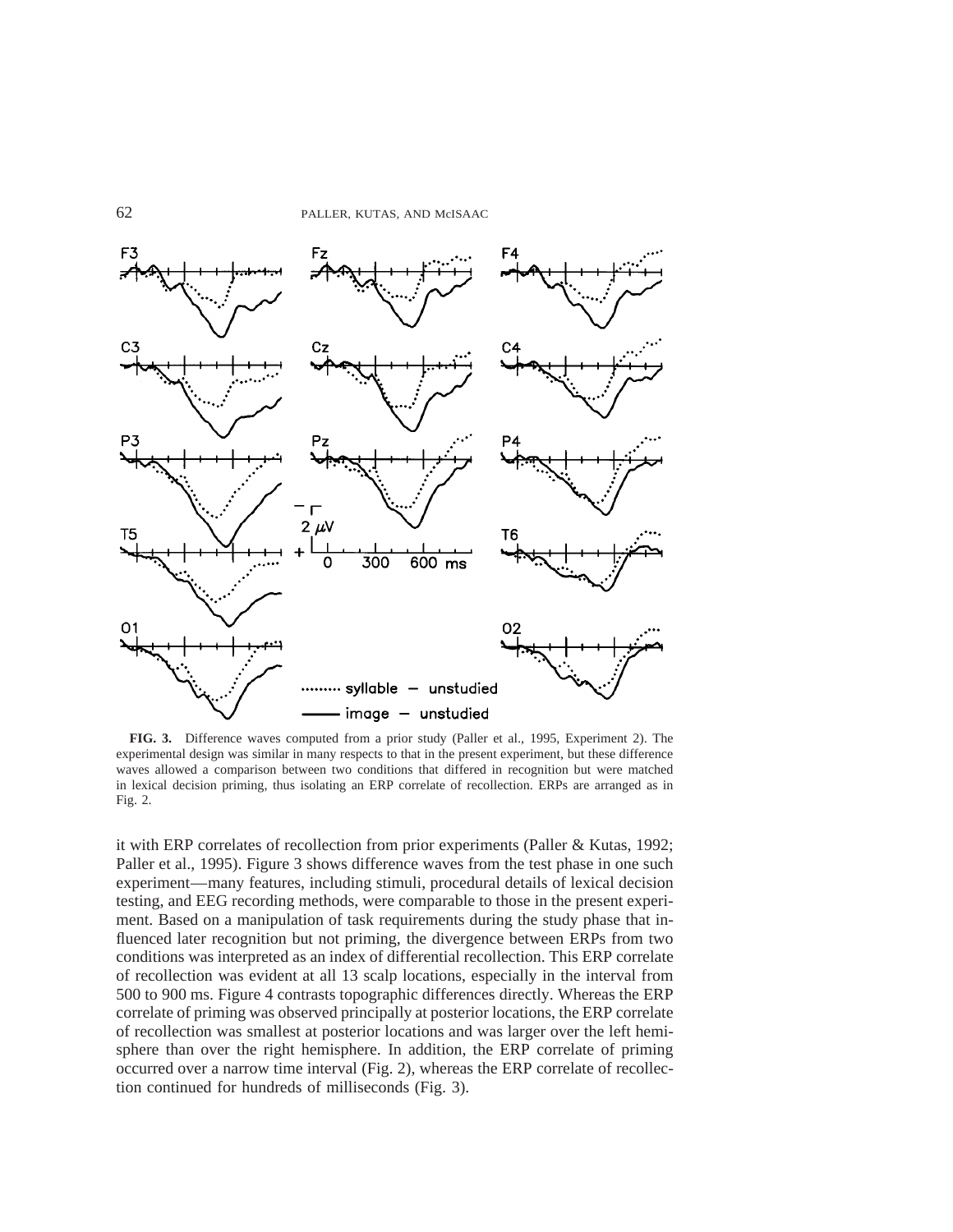**FIG. 3.** Difference waves computed from a prior study (Paller et al., 1995, Experiment 2). The experimental design was similar in many respects to that in the present experiment, but these difference waves allowed a comparison between two conditions that differed in recognition but were matched in lexical decision priming, thus isolating an ERP correlate of recollection. ERPs are arranged as in Fig. 2.

it with ERP correlates of recollection from prior experiments (Paller & Kutas, 1992; Paller et al., 1995). Figure 3 shows difference waves from the test phase in one such experiment—many features, including stimuli, procedural details of lexical decision testing, and EEG recording methods, were comparable to those in the present experiment. Based on a manipulation of task requirements during the study phase that influenced later recognition but not priming, the divergence between ERPs from two conditions was interpreted as an index of differential recollection. This ERP correlate of recollection was evident at all 13 scalp locations, especially in the interval from 500 to 900 ms. Figure 4 contrasts topographic differences directly. Whereas the ERP correlate of priming was observed principally at posterior locations, the ERP correlate of recollection was smallest at posterior locations and was larger over the left hemisphere than over the right hemisphere. In addition, the ERP correlate of priming occurred over a narrow time interval (Fig. 2), whereas the ERP correlate of recollection continued for hundreds of milliseconds (Fig. 3).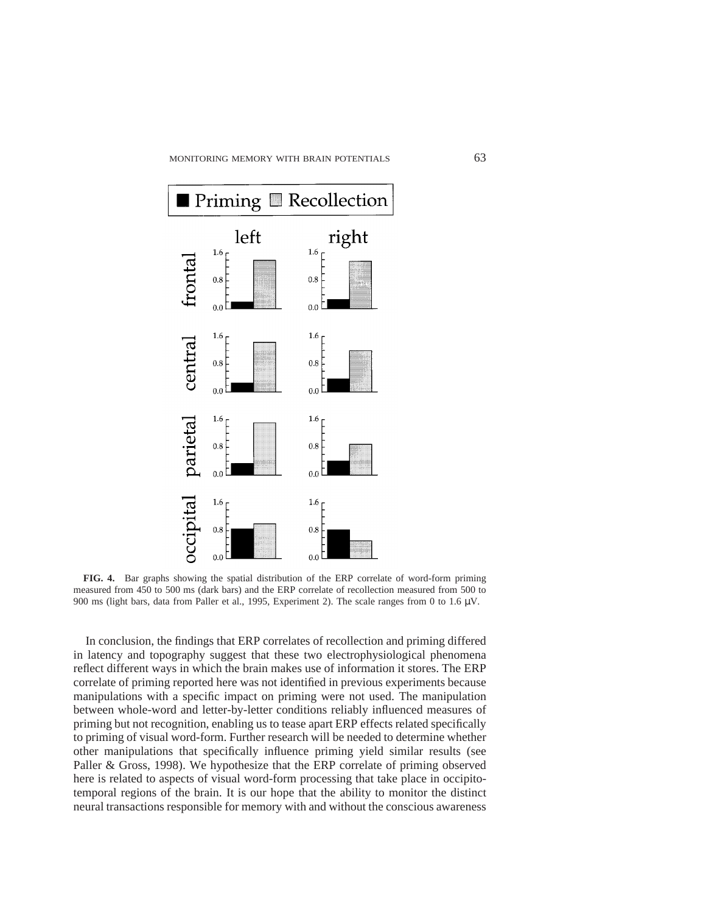**FIG. 4.** Bar graphs showing the spatial distribution of the ERP correlate of word-form priming measured from 450 to 500 ms (dark bars) and the ERP correlate of recollection measured from 500 to 900 ms (light bars, data from Paller et al., 1995, Experiment 2). The scale ranges from 0 to 1.6 μV.

In conclusion, the findings that ERP correlates of recollection and priming differed in latency and topography suggest that these two electrophysiological phenomena reflect different ways in which the brain makes use of information it stores. The ERP correlate of priming reported here was not identified in previous experiments because manipulations with a specific impact on priming were not used. The manipulation between whole-word and letter-by-letter conditions reliably influenced measures of priming but not recognition, enabling us to tease apart ERP effects related specifically to priming of visual word-form. Further research will be needed to determine whether other manipulations that specifically influence priming yield similar results (see Paller & Gross, 1998). We hypothesize that the ERP correlate of priming observed here is related to aspects of visual word-form processing that take place in occipito-temporal regions of the brain. It is our hope that the ability to monitor the distinct neural transactions responsible for memory with and without the conscious awareness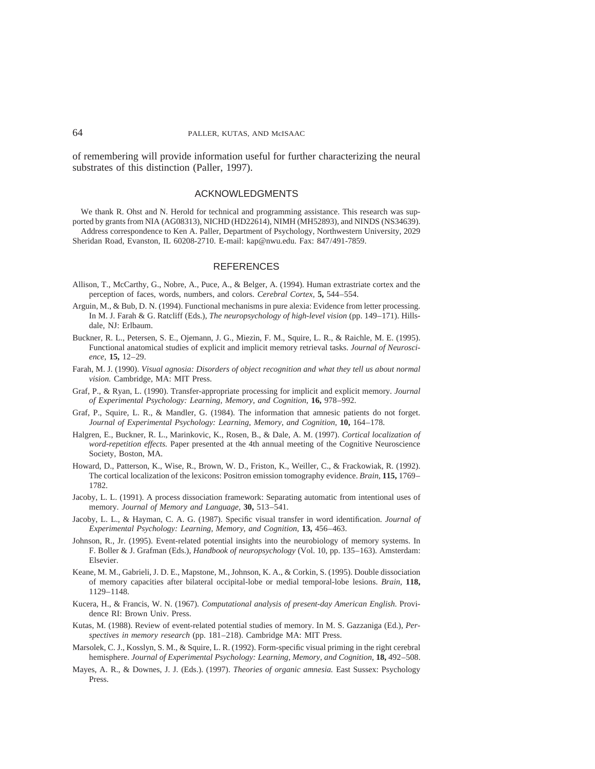of remembering will provide information useful for further characterizing the neural substrates of this distinction (Paller, 1997).

## ACKNOWLEDGMENTS

We thank R. Ohst and N. Herold for technical and programming assistance. This research was supported by grants from NIA (AG08313), NICHD (HD22614), NIMH (MH52893), and NINDS (NS34639).

Address correspondence to Ken A. Paller, Department of Psychology, Northwestern University, 2029 Sheridan Road, Evanston, IL 60208-2710. E-mail: kap@nwu.edu. Fax: 847/491-7859.

## REFERENCES

Allison, T., McCarthy, G., Nobre, A., Puce, A., & Belger, A. (1994). Human extrastriate cortex and the perception of faces, words, numbers, and colors. *Cerebral Cortex,* **5,** 544–554.

Arguin, M., & Bub, D. N. (1994). Functional mechanisms in pure alexia: Evidence from letter processing. In M. J. Farah & G. Ratcliff (Eds.), *The neuropsychology of high-level vision* (pp. 149–171). Hillsdale, NJ: Erlbaum.

Buckner, R. L., Petersen, S. E., Ojemann, J. G., Miezin, F. M., Squire, L. R., & Raichle, M. E. (1995). Functional anatomical studies of explicit and implicit memory retrieval tasks. *Journal of Neuroscience,* **15,** 12–29.

Farah, M. J. (1990). *Visual agnosia: Disorders of object recognition and what they tell us about normal vision.* Cambridge, MA: MIT Press.

Graf, P., & Ryan, L. (1990). Transfer-appropriate processing for implicit and explicit memory. *Journal of Experimental Psychology: Learning, Memory, and Cognition,* **16,** 978–992.

Graf, P., Squire, L. R., & Mandler, G. (1984). The information that amnesic patients do not forget. *Journal of Experimental Psychology: Learning, Memory, and Cognition,* **10,** 164–178.

Halgren, E., Buckner, R. L., Marinkovic, K., Rosen, B., & Dale, A. M. (1997). *Cortical localization of word-repetition effects.* Paper presented at the 4th annual meeting of the Cognitive Neuroscience Society, Boston, MA.

Howard, D., Patterson, K., Wise, R., Brown, W. D., Friston, K., Weiller, C., & Frackowiak, R. (1992). The cortical localization of the lexicons: Positron emission tomography evidence. *Brain,* **115,** 1769–1782.

Jacoby, L. L. (1991). A process dissociation framework: Separating automatic from intentional uses of memory. *Journal of Memory and Language,* **30,** 513–541.

Jacoby, L. L., & Hayman, C. A. G. (1987). Specific visual transfer in word identification. *Journal of Experimental Psychology: Learning, Memory, and Cognition,* **13,** 456–463.

Johnson, R., Jr. (1995). Event-related potential insights into the neurobiology of memory systems. In F. Boller & J. Grafman (Eds.), *Handbook of neuropsychology* (Vol. 10, pp. 135–163). Amsterdam: Elsevier.

Keane, M. M., Gabrieli, J. D. E., Mapstone, M., Johnson, K. A., & Corkin, S. (1995). Double dissociation of memory capacities after bilateral occipital-lobe or medial temporal-lobe lesions. *Brain,* **118,** 1129–1148.

Kucera, H., & Francis, W. N. (1967). *Computational analysis of present-day American English.* Providence RI: Brown Univ. Press.

Kutas, M. (1988). Review of event-related potential studies of memory. In M. S. Gazzaniga (Ed.), *Perspectives in memory research* (pp. 181–218). Cambridge MA: MIT Press.

Marsolek, C. J., Kosslyn, S. M., & Squire, L. R. (1992). Form-specific visual priming in the right cerebral hemisphere. *Journal of Experimental Psychology: Learning, Memory, and Cognition,* **18,** 492–508.

Mayes, A. R., & Downes, J. J. (Eds.). (1997). *Theories of organic amnesia.* East Sussex: Psychology Press.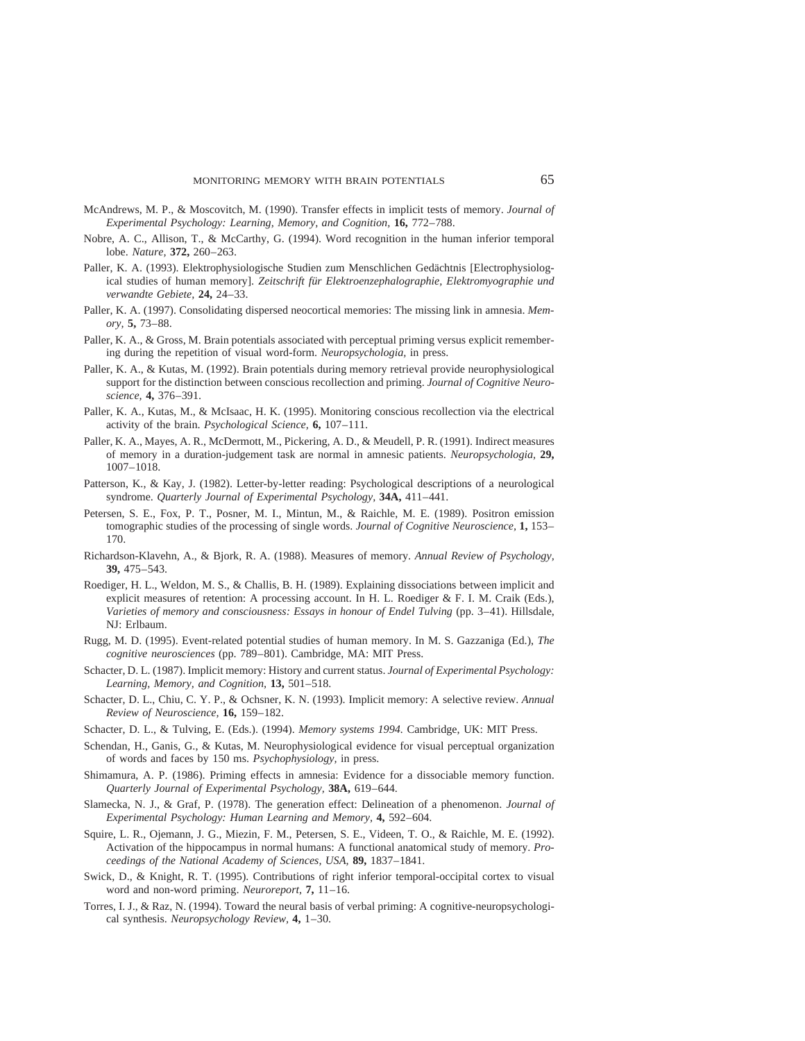McAndrews, M. P., & Moscovitch, M. (1990). Transfer effects in implicit tests of memory. *Journal of Experimental Psychology: Learning, Memory, and Cognition,* **16,** 772–788.

Nobre, A. C., Allison, T., & McCarthy, G. (1994). Word recognition in the human inferior temporal lobe. *Nature,* **372,** 260–263.

Paller, K. A. (1993). Elektrophysiologische Studien zum Menschlichen Gedächtnis [Electrophysiological studies of human memory]. *Zeitschrift für Elektroenzephalographie, Elektromyographie und verwandte Gebiete,* **24,** 24–33.

Paller, K. A. (1997). Consolidating dispersed neocortical memories: The missing link in amnesia. *Memory,* **5,** 73–88.

Paller, K. A., & Gross, M. Brain potentials associated with perceptual priming versus explicit remembering during the repetition of visual word-form. *Neuropsychologia,* in press.

Paller, K. A., & Kutas, M. (1992). Brain potentials during memory retrieval provide neurophysiological support for the distinction between conscious recollection and priming. *Journal of Cognitive Neuroscience,* **4,** 376–391.

Paller, K. A., Kutas, M., & McIsaac, H. K. (1995). Monitoring conscious recollection via the electrical activity of the brain. *Psychological Science,* **6,** 107–111.

Paller, K. A., Mayes, A. R., McDermott, M., Pickering, A. D., & Meudell, P. R. (1991). Indirect measures of memory in a duration-judgement task are normal in amnesic patients. *Neuropsychologia,* **29,** 1007–1018.

Patterson, K., & Kay, J. (1982). Letter-by-letter reading: Psychological descriptions of a neurological syndrome. *Quarterly Journal of Experimental Psychology,* **34A,** 411–441.

Petersen, S. E., Fox, P. T., Posner, M. I., Mintun, M., & Raichle, M. E. (1989). Positron emission tomographic studies of the processing of single words. *Journal of Cognitive Neuroscience,* **1,** 153–170.

Richardson-Klavehn, A., & Bjork, R. A. (1988). Measures of memory. *Annual Review of Psychology,* **39,** 475–543.

Roediger, H. L., Weldon, M. S., & Challis, B. H. (1989). Explaining dissociations between implicit and explicit measures of retention: A processing account. In H. L. Roediger & F. I. M. Craik (Eds.), *Varieties of memory and consciousness: Essays in honour of Endel Tulving* (pp. 3–41). Hillsdale, NJ: Erlbaum.

Rugg, M. D. (1995). Event-related potential studies of human memory. In M. S. Gazzaniga (Ed.), *The cognitive neurosciences* (pp. 789–801). Cambridge, MA: MIT Press.

Schacter, D. L. (1987). Implicit memory: History and current status. *Journal of Experimental Psychology: Learning, Memory, and Cognition,* **13,** 501–518.

Schacter, D. L., Chiu, C. Y. P., & Ochsner, K. N. (1993). Implicit memory: A selective review. *Annual Review of Neuroscience,* **16,** 159–182.

Schacter, D. L., & Tulving, E. (Eds.). (1994). *Memory systems 1994.* Cambridge, UK: MIT Press.

Schendan, H., Ganis, G., & Kutas, M. Neurophysiological evidence for visual perceptual organization of words and faces by 150 ms. *Psychophysiology,* in press.

Shimamura, A. P. (1986). Priming effects in amnesia: Evidence for a dissociable memory function. *Quarterly Journal of Experimental Psychology,* **38A,** 619–644.

Slamecka, N. J., & Graf, P. (1978). The generation effect: Delineation of a phenomenon. *Journal of Experimental Psychology: Human Learning and Memory,* **4,** 592–604.

Squire, L. R., Ojemann, J. G., Miezin, F. M., Petersen, S. E., Videen, T. O., & Raichle, M. E. (1992). Activation of the hippocampus in normal humans: A functional anatomical study of memory. *Proceedings of the National Academy of Sciences, USA,* **89,** 1837–1841.

Swick, D., & Knight, R. T. (1995). Contributions of right inferior temporal-occipital cortex to visual word and non-word priming. *Neuroreport,* **7,** 11–16.

Torres, I. J., & Raz, N. (1994). Toward the neural basis of verbal priming: A cognitive-neuropsychological synthesis. *Neuropsychology Review,* **4,** 1–30.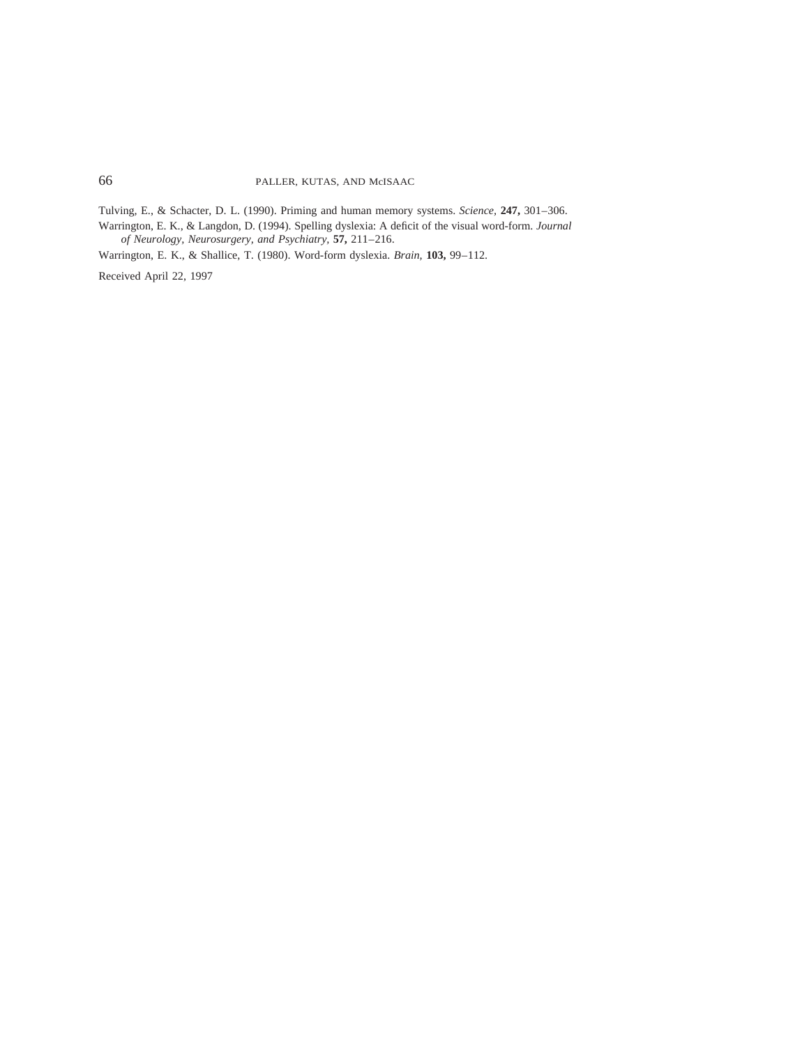Tulving, E., & Schacter, D. L. (1990). Priming and human memory systems. *Science,* **247,** 301–306.

Warrington, E. K., & Langdon, D. (1994). Spelling dyslexia: A deficit of the visual word-form. *Journal of Neurology, Neurosurgery, and Psychiatry,* **57,** 211–216.

Warrington, E. K., & Shallice, T. (1980). Word-form dyslexia. *Brain,* **103,** 99–112.

Received April 22, 1997